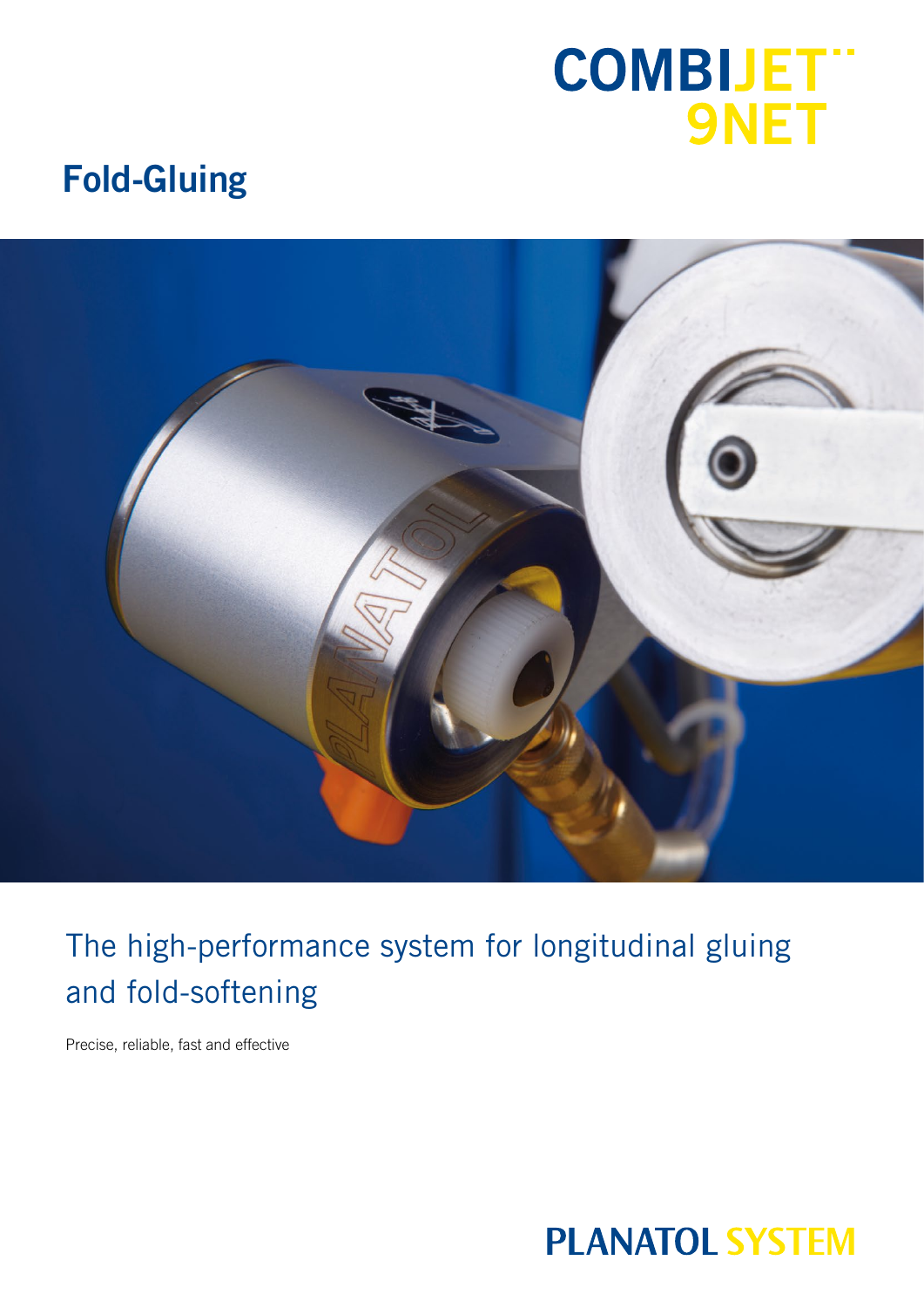# COMBIJET 9NET

## Fold-Gluing

The high-performance system for longitudinal gluing and fold-softening

Precise, reliable, fast and effective

PLANATOL SYSTEM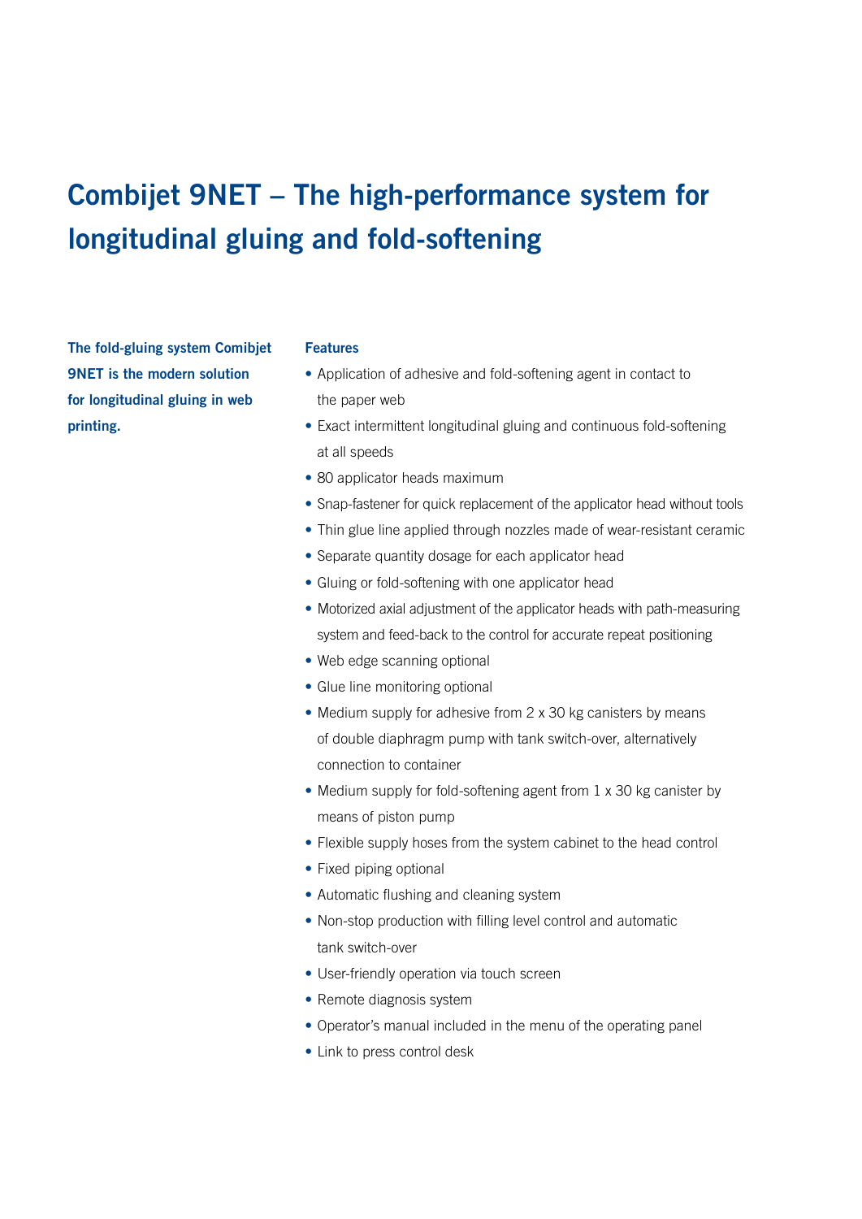# Combijet 9NET – The high-performance system for longitudinal gluing and fold-softening

**The fold-gluing system Comibjet 9NET is the modern solution for longitudinal gluing in web printing.**

**Features**

- Application of adhesive and fold-softening agent in contact to the paper web
- Exact intermittent longitudinal gluing and continuous fold-softening at all speeds
- 80 applicator heads maximum
- Snap-fastener for quick replacement of the applicator head without tools
- Thin glue line applied through nozzles made of wear-resistant ceramic
- Separate quantity dosage for each applicator head
- Gluing or fold-softening with one applicator head
- Motorized axial adjustment of the applicator heads with path-measuring system and feed-back to the control for accurate repeat positioning
- Web edge scanning optional
- Glue line monitoring optional
- Medium supply for adhesive from 2 x 30 kg canisters by means of double diaphragm pump with tank switch-over, alternatively connection to container
- Medium supply for fold-softening agent from 1 x 30 kg canister by means of piston pump
- Flexible supply hoses from the system cabinet to the head control
- Fixed piping optional
- Automatic flushing and cleaning system
- Non-stop production with filling level control and automatic tank switch-over
- User-friendly operation via touch screen
- Remote diagnosis system
- Operator's manual included in the menu of the operating panel
- Link to press control desk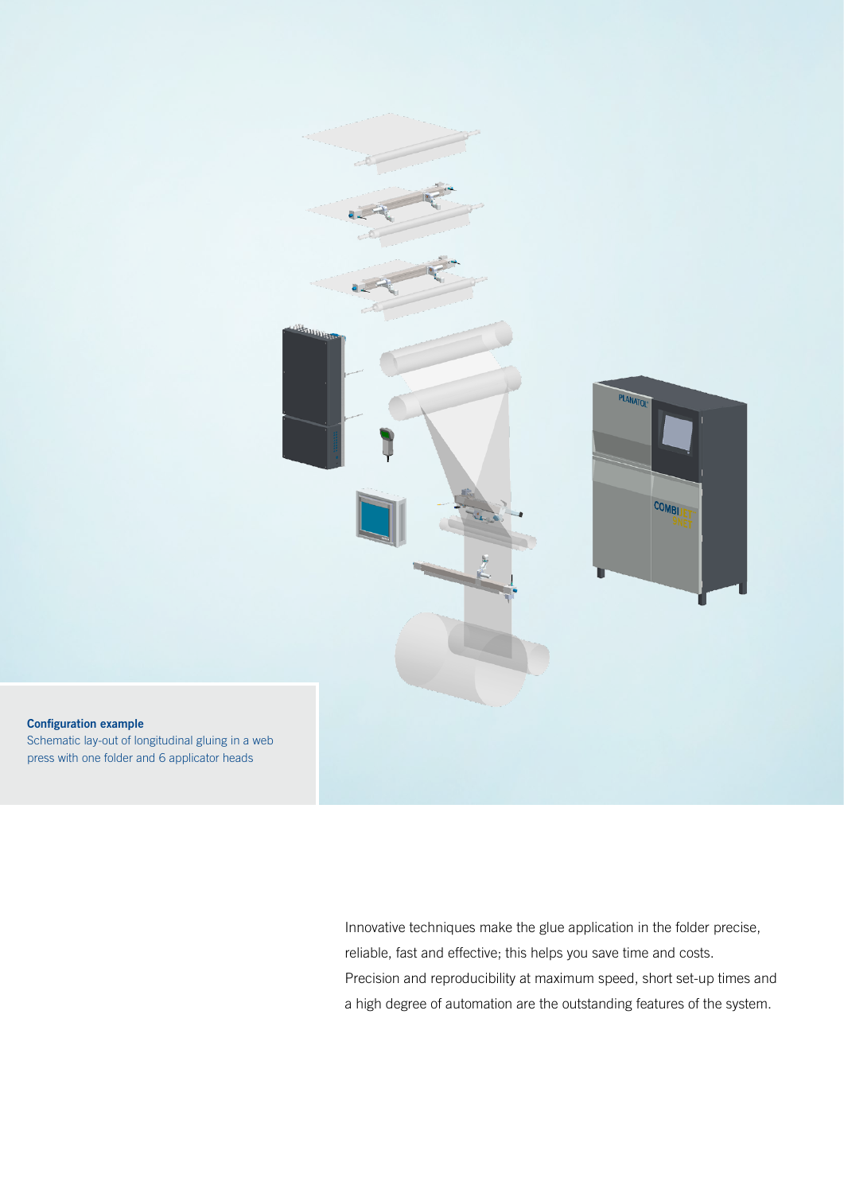**Configuration example**
Schematic lay-out of longitudinal gluing in a web press with one folder and 6 applicator heads

Innovative techniques make the glue application in the folder precise, reliable, fast and effective; this helps you save time and costs. Precision and reproducibility at maximum speed, short set-up times and a high degree of automation are the outstanding features of the system.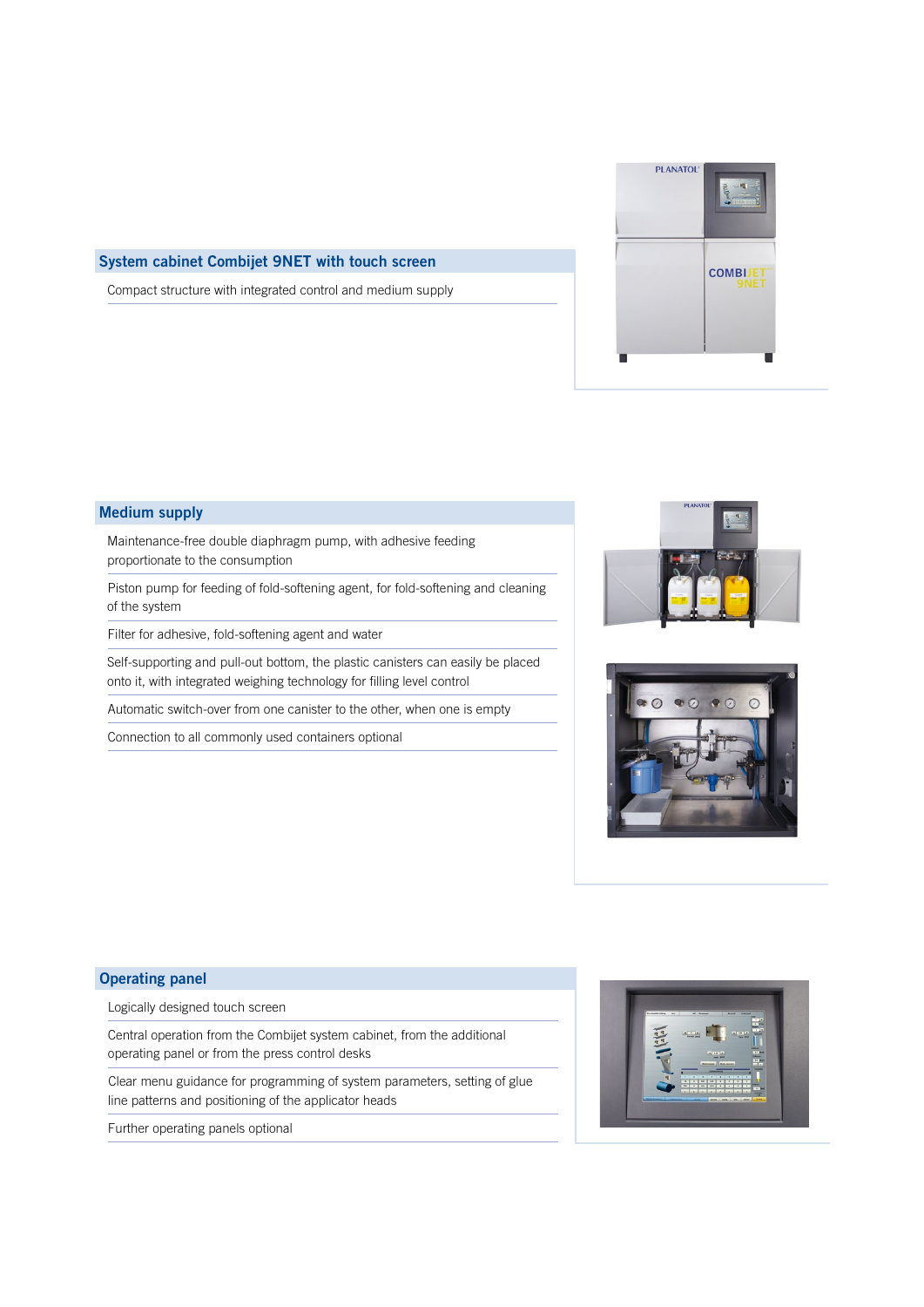## System cabinet Combijet 9NET with touch screen

Compact structure with integrated control and medium supply

## Medium supply

Maintenance-free double diaphragm pump, with adhesive feeding proportionate to the consumption

Piston pump for feeding of fold-softening agent, for fold-softening and cleaning of the system

Filter for adhesive, fold-softening agent and water

Self-supporting and pull-out bottom, the plastic canisters can easily be placed onto it, with integrated weighing technology for filling level control

Automatic switch-over from one canister to the other, when one is empty

Connection to all commonly used containers optional

## Operating panel

Logically designed touch screen

Central operation from the Combijet system cabinet, from the additional operating panel or from the press control desks

Clear menu guidance for programming of system parameters, setting of glue line patterns and positioning of the applicator heads

Further operating panels optional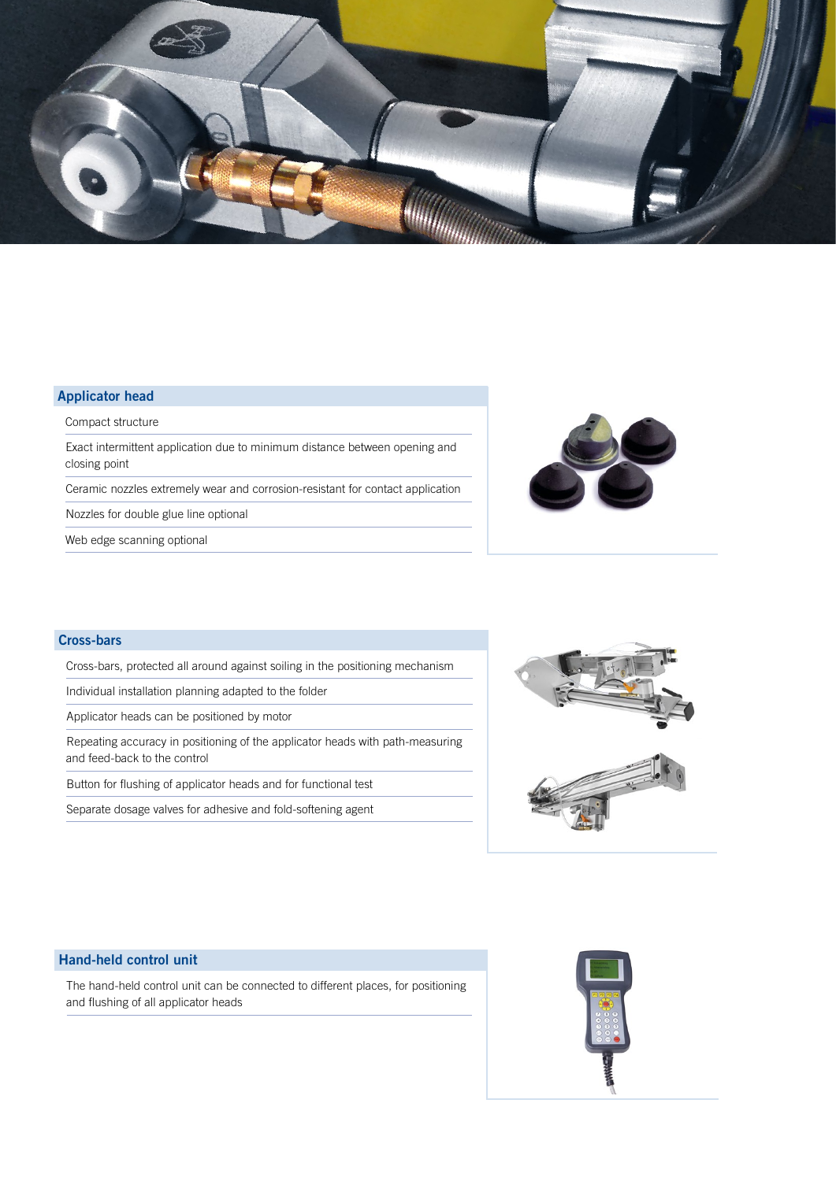## Applicator head

- Compact structure
- Exact intermittent application due to minimum distance between opening and closing point
- Ceramic nozzles extremely wear and corrosion-resistant for contact application
- Nozzles for double glue line optional
- Web edge scanning optional

## Cross-bars

- Cross-bars, protected all around against soiling in the positioning mechanism
- Individual installation planning adapted to the folder
- Applicator heads can be positioned by motor
- Repeating accuracy in positioning of the applicator heads with path-measuring and feed-back to the control
- Button for flushing of applicator heads and for functional test
- Separate dosage valves for adhesive and fold-softening agent

## Hand-held control unit

- The hand-held control unit can be connected to different places, for positioning and flushing of all applicator heads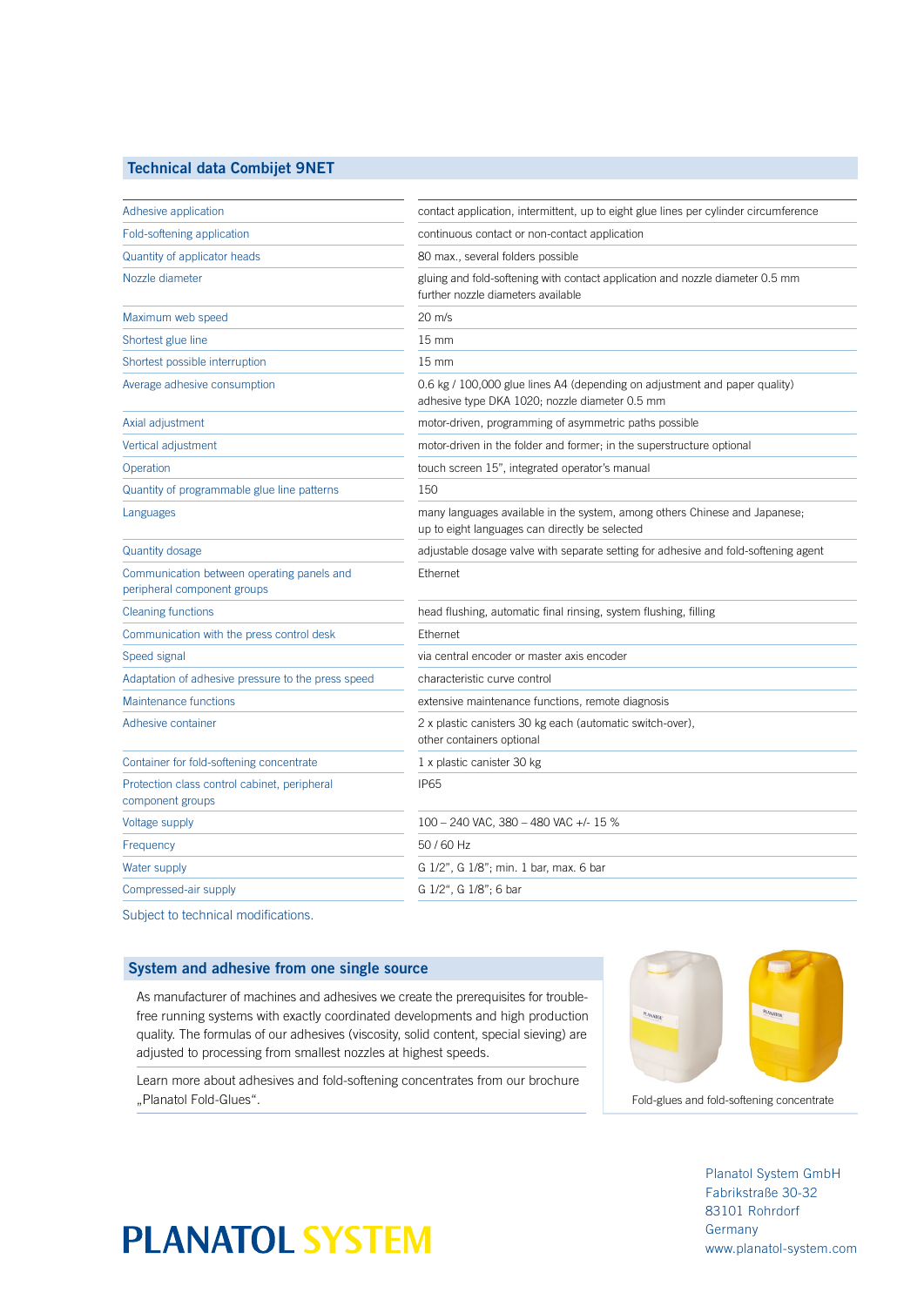## Technical data Combijet 9NET

| | |
|---|---|
| Adhesive application | contact application, intermittent, up to eight glue lines per cylinder circumference |
| Fold-softening application | continuous contact or non-contact application |
| Quantity of applicator heads | 80 max., several folders possible |
| Nozzle diameter | gluing and fold-softening with contact application and nozzle diameter 0.5 mm further nozzle diameters available |
| Maximum web speed | 20 m/s |
| Shortest glue line | 15 mm |
| Shortest possible interruption | 15 mm |
| Average adhesive consumption | 0.6 kg / 100,000 glue lines A4 (depending on adjustment and paper quality) adhesive type DKA 1020; nozzle diameter 0.5 mm |
| Axial adjustment | motor-driven, programming of asymmetric paths possible |
| Vertical adjustment | motor-driven in the folder and former; in the superstructure optional |
| Operation | touch screen 15", integrated operator's manual |
| Quantity of programmable glue line patterns | 150 |
| Languages | many languages available in the system, among others Chinese and Japanese; up to eight languages can directly be selected |
| Quantity dosage | adjustable dosage valve with separate setting for adhesive and fold-softening agent |
| Communication between operating panels and peripheral component groups | Ethernet |
| Cleaning functions | head flushing, automatic final rinsing, system flushing, filling |
| Communication with the press control desk | Ethernet |
| Speed signal | via central encoder or master axis encoder |
| Adaptation of adhesive pressure to the press speed | characteristic curve control |
| Maintenance functions | extensive maintenance functions, remote diagnosis |
| Adhesive container | 2 x plastic canisters 30 kg each (automatic switch-over), other containers optional |
| Container for fold-softening concentrate | 1 x plastic canister 30 kg |
| Protection class control cabinet, peripheral component groups | IP65 |
| Voltage supply | 100 – 240 VAC, 380 – 480 VAC +/- 15 % |
| Frequency | 50 / 60 Hz |
| Water supply | G 1/2", G 1/8"; min. 1 bar, max. 6 bar |
| Compressed-air supply | G 1/2", G 1/8"; 6 bar |

Subject to technical modifications.

## System and adhesive from one single source

As manufacturer of machines and adhesives we create the prerequisites for trouble-free running systems with exactly coordinated developments and high production quality. The formulas of our adhesives (viscosity, solid content, special sieving) are adjusted to processing from smallest nozzles at highest speeds.

Learn more about adhesives and fold-softening concentrates from our brochure „Planatol Fold-Glues".

Fold-glues and fold-softening concentrate

**PLANATOL SYSTEM**

Planatol System GmbH
Fabrikstraße 30-32
83101 Rohrdorf
Germany
www.planatol-system.com